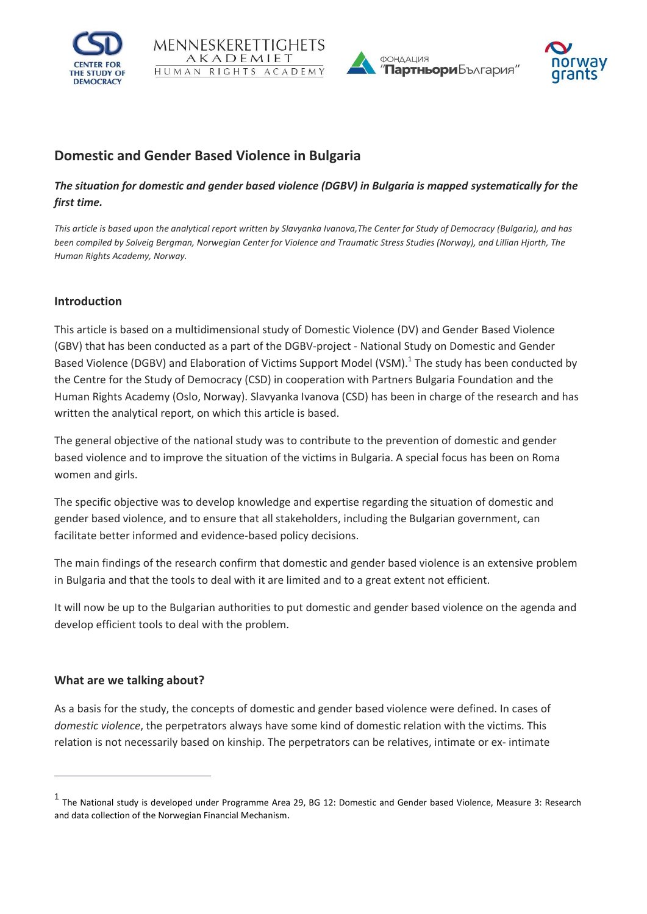# Domestic and Gender Based Violence in Bulgaria

***The situation for domestic and gender based violence (DGBV) in Bulgaria is mapped systematically for the first time.***

*This article is based upon the analytical report written by Slavyanka Ivanova,The Center for Study of Democracy (Bulgaria), and has been compiled by Solveig Bergman, Norwegian Center for Violence and Traumatic Stress Studies (Norway), and Lillian Hjorth, The Human Rights Academy, Norway.*

## Introduction

This article is based on a multidimensional study of Domestic Violence (DV) and Gender Based Violence (GBV) that has been conducted as a part of the DGBV-project - National Study on Domestic and Gender Based Violence (DGBV) and Elaboration of Victims Support Model (VSM).[1] The study has been conducted by the Centre for the Study of Democracy (CSD) in cooperation with Partners Bulgaria Foundation and the Human Rights Academy (Oslo, Norway). Slavyanka Ivanova (CSD) has been in charge of the research and has written the analytical report, on which this article is based.

The general objective of the national study was to contribute to the prevention of domestic and gender based violence and to improve the situation of the victims in Bulgaria. A special focus has been on Roma women and girls.

The specific objective was to develop knowledge and expertise regarding the situation of domestic and gender based violence, and to ensure that all stakeholders, including the Bulgarian government, can facilitate better informed and evidence-based policy decisions.

The main findings of the research confirm that domestic and gender based violence is an extensive problem in Bulgaria and that the tools to deal with it are limited and to a great extent not efficient.

It will now be up to the Bulgarian authorities to put domestic and gender based violence on the agenda and develop efficient tools to deal with the problem.

## What are we talking about?

As a basis for the study, the concepts of domestic and gender based violence were defined. In cases of *domestic violence*, the perpetrators always have some kind of domestic relation with the victims. This relation is not necessarily based on kinship. The perpetrators can be relatives, intimate or ex- intimate

---

[1] The National study is developed under Programme Area 29, BG 12: Domestic and Gender based Violence, Measure 3: Research and data collection of the Norwegian Financial Mechanism.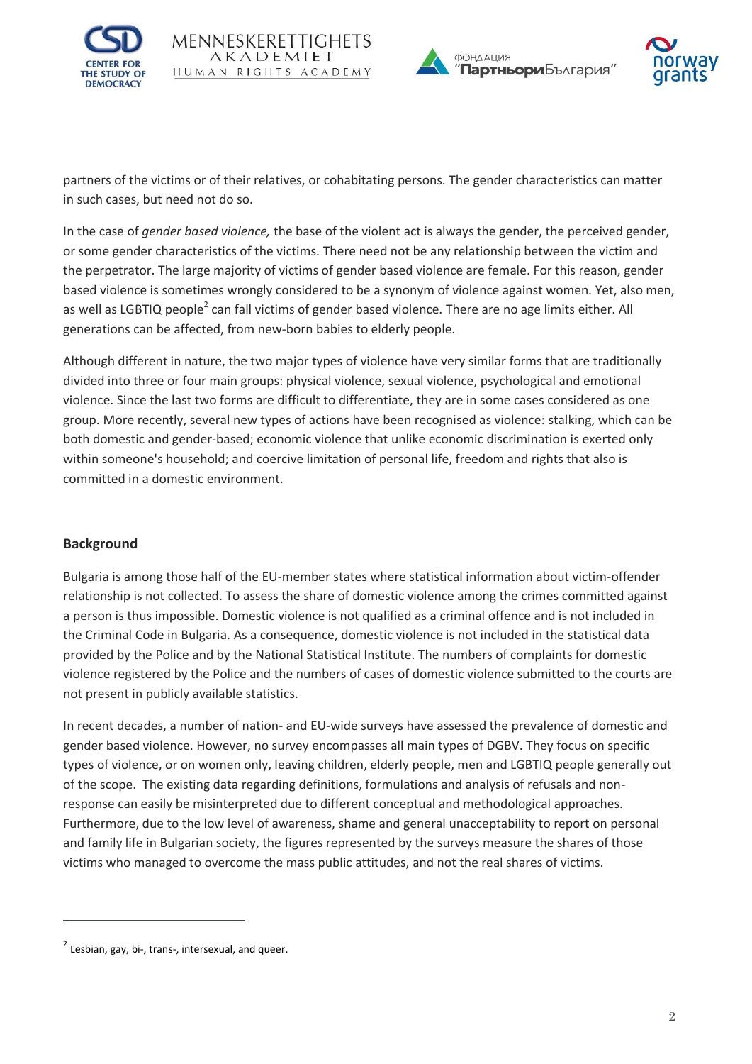partners of the victims or of their relatives, or cohabitating persons. The gender characteristics can matter in such cases, but need not do so.

In the case of *gender based violence,* the base of the violent act is always the gender, the perceived gender, or some gender characteristics of the victims. There need not be any relationship between the victim and the perpetrator. The large majority of victims of gender based violence are female. For this reason, gender based violence is sometimes wrongly considered to be a synonym of violence against women. Yet, also men, as well as LGBTIQ people[2] can fall victims of gender based violence. There are no age limits either. All generations can be affected, from new-born babies to elderly people.

Although different in nature, the two major types of violence have very similar forms that are traditionally divided into three or four main groups: physical violence, sexual violence, psychological and emotional violence. Since the last two forms are difficult to differentiate, they are in some cases considered as one group. More recently, several new types of actions have been recognised as violence: stalking, which can be both domestic and gender-based; economic violence that unlike economic discrimination is exerted only within someone's household; and coercive limitation of personal life, freedom and rights that also is committed in a domestic environment.

## Background

Bulgaria is among those half of the EU-member states where statistical information about victim-offender relationship is not collected. To assess the share of domestic violence among the crimes committed against a person is thus impossible. Domestic violence is not qualified as a criminal offence and is not included in the Criminal Code in Bulgaria. As a consequence, domestic violence is not included in the statistical data provided by the Police and by the National Statistical Institute. The numbers of complaints for domestic violence registered by the Police and the numbers of cases of domestic violence submitted to the courts are not present in publicly available statistics.

In recent decades, a number of nation- and EU-wide surveys have assessed the prevalence of domestic and gender based violence. However, no survey encompasses all main types of DGBV. They focus on specific types of violence, or on women only, leaving children, elderly people, men and LGBTIQ people generally out of the scope. The existing data regarding definitions, formulations and analysis of refusals and non-response can easily be misinterpreted due to different conceptual and methodological approaches. Furthermore, due to the low level of awareness, shame and general unacceptability to report on personal and family life in Bulgarian society, the figures represented by the surveys measure the shares of those victims who managed to overcome the mass public attitudes, and not the real shares of victims.

---

[2] Lesbian, gay, bi-, trans-, intersexual, and queer.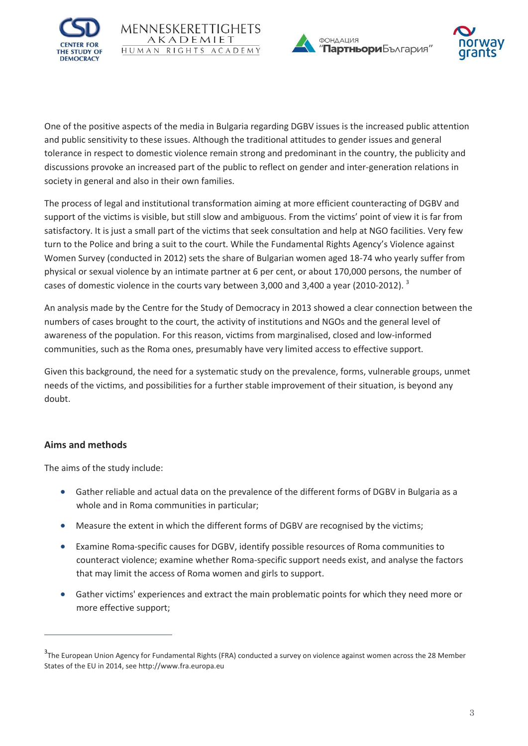One of the positive aspects of the media in Bulgaria regarding DGBV issues is the increased public attention and public sensitivity to these issues. Although the traditional attitudes to gender issues and general tolerance in respect to domestic violence remain strong and predominant in the country, the publicity and discussions provoke an increased part of the public to reflect on gender and inter-generation relations in society in general and also in their own families.

The process of legal and institutional transformation aiming at more efficient counteracting of DGBV and support of the victims is visible, but still slow and ambiguous. From the victims' point of view it is far from satisfactory. It is just a small part of the victims that seek consultation and help at NGO facilities. Very few turn to the Police and bring a suit to the court. While the Fundamental Rights Agency's Violence against Women Survey (conducted in 2012) sets the share of Bulgarian women aged 18-74 who yearly suffer from physical or sexual violence by an intimate partner at 6 per cent, or about 170,000 persons, the number of cases of domestic violence in the courts vary between 3,000 and 3,400 a year (2010-2012). [3]

An analysis made by the Centre for the Study of Democracy in 2013 showed a clear connection between the numbers of cases brought to the court, the activity of institutions and NGOs and the general level of awareness of the population. For this reason, victims from marginalised, closed and low-informed communities, such as the Roma ones, presumably have very limited access to effective support.

Given this background, the need for a systematic study on the prevalence, forms, vulnerable groups, unmet needs of the victims, and possibilities for a further stable improvement of their situation, is beyond any doubt.

### Aims and methods

The aims of the study include:

- Gather reliable and actual data on the prevalence of the different forms of DGBV in Bulgaria as a whole and in Roma communities in particular;
- Measure the extent in which the different forms of DGBV are recognised by the victims;
- Examine Roma-specific causes for DGBV, identify possible resources of Roma communities to counteract violence; examine whether Roma-specific support needs exist, and analyse the factors that may limit the access of Roma women and girls to support.
- Gather victims' experiences and extract the main problematic points for which they need more or more effective support;

---

[3] The European Union Agency for Fundamental Rights (FRA) conducted a survey on violence against women across the 28 Member States of the EU in 2014, see http://www.fra.europa.eu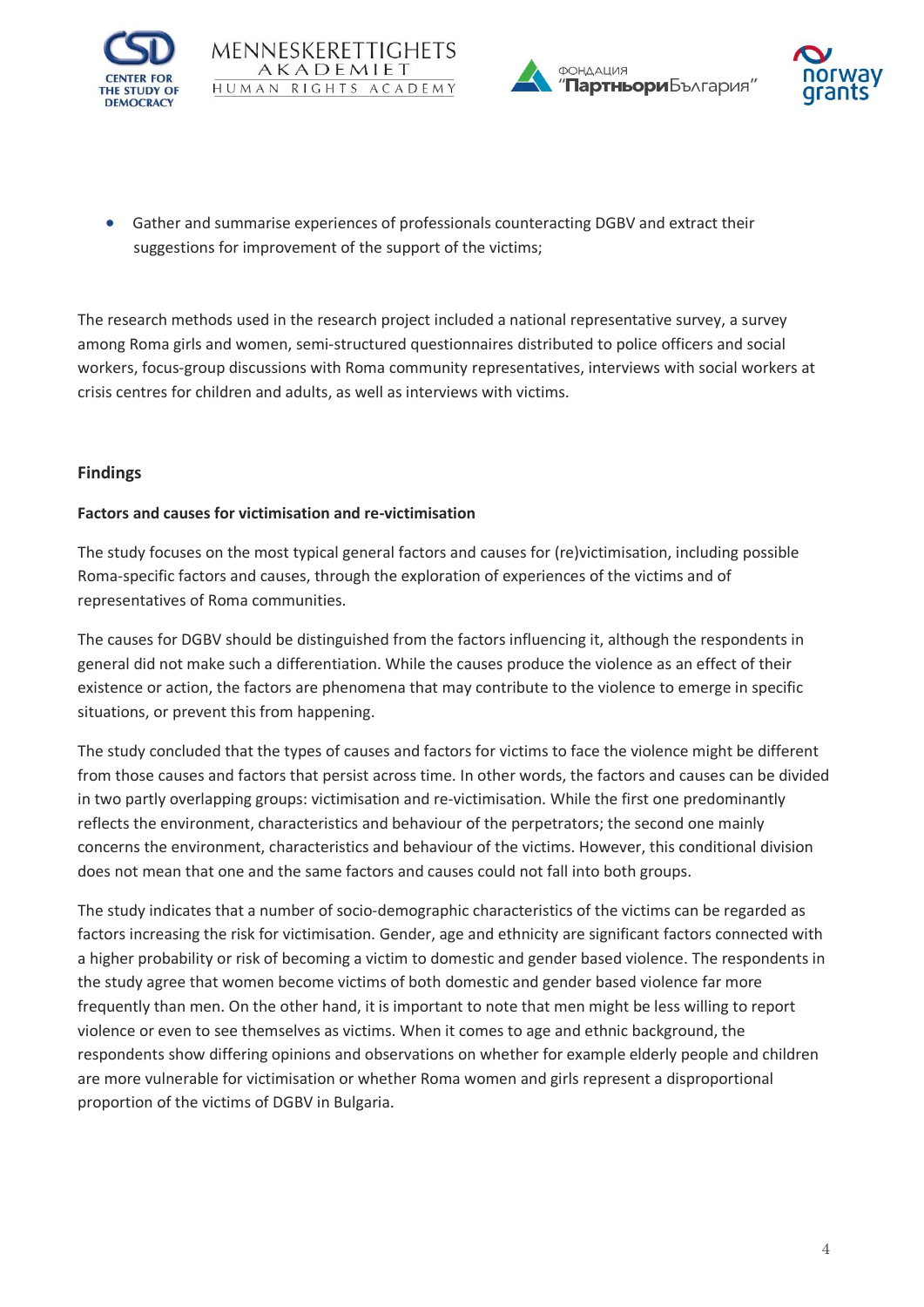- Gather and summarise experiences of professionals counteracting DGBV and extract their suggestions for improvement of the support of the victims;

The research methods used in the research project included a national representative survey, a survey among Roma girls and women, semi-structured questionnaires distributed to police officers and social workers, focus-group discussions with Roma community representatives, interviews with social workers at crisis centres for children and adults, as well as interviews with victims.

## Findings

### Factors and causes for victimisation and re-victimisation

The study focuses on the most typical general factors and causes for (re)victimisation, including possible Roma-specific factors and causes, through the exploration of experiences of the victims and of representatives of Roma communities.

The causes for DGBV should be distinguished from the factors influencing it, although the respondents in general did not make such a differentiation. While the causes produce the violence as an effect of their existence or action, the factors are phenomena that may contribute to the violence to emerge in specific situations, or prevent this from happening.

The study concluded that the types of causes and factors for victims to face the violence might be different from those causes and factors that persist across time. In other words, the factors and causes can be divided in two partly overlapping groups: victimisation and re-victimisation. While the first one predominantly reflects the environment, characteristics and behaviour of the perpetrators; the second one mainly concerns the environment, characteristics and behaviour of the victims. However, this conditional division does not mean that one and the same factors and causes could not fall into both groups.

The study indicates that a number of socio-demographic characteristics of the victims can be regarded as factors increasing the risk for victimisation. Gender, age and ethnicity are significant factors connected with a higher probability or risk of becoming a victim to domestic and gender based violence. The respondents in the study agree that women become victims of both domestic and gender based violence far more frequently than men. On the other hand, it is important to note that men might be less willing to report violence or even to see themselves as victims. When it comes to age and ethnic background, the respondents show differing opinions and observations on whether for example elderly people and children are more vulnerable for victimisation or whether Roma women and girls represent a disproportional proportion of the victims of DGBV in Bulgaria.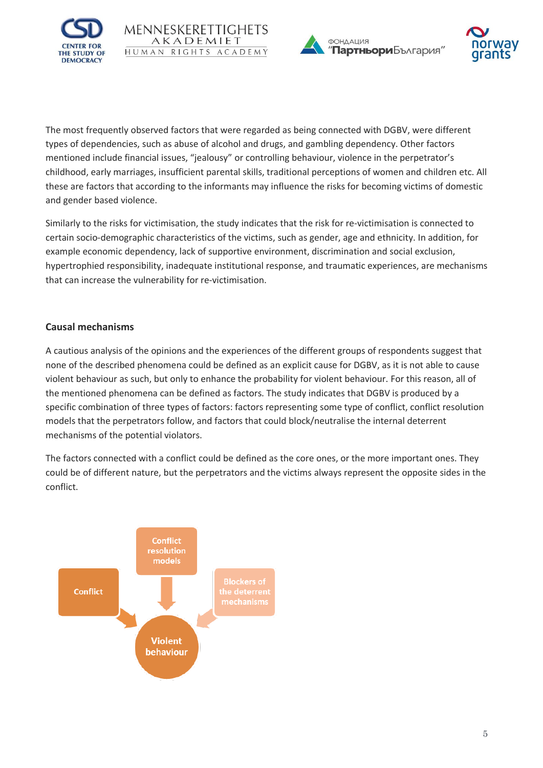The most frequently observed factors that were regarded as being connected with DGBV, were different types of dependencies, such as abuse of alcohol and drugs, and gambling dependency. Other factors mentioned include financial issues, "jealousy" or controlling behaviour, violence in the perpetrator's childhood, early marriages, insufficient parental skills, traditional perceptions of women and children etc. All these are factors that according to the informants may influence the risks for becoming victims of domestic and gender based violence.

Similarly to the risks for victimisation, the study indicates that the risk for re-victimisation is connected to certain socio-demographic characteristics of the victims, such as gender, age and ethnicity. In addition, for example economic dependency, lack of supportive environment, discrimination and social exclusion, hypertrophied responsibility, inadequate institutional response, and traumatic experiences, are mechanisms that can increase the vulnerability for re-victimisation.

### Causal mechanisms

A cautious analysis of the opinions and the experiences of the different groups of respondents suggest that none of the described phenomena could be defined as an explicit cause for DGBV, as it is not able to cause violent behaviour as such, but only to enhance the probability for violent behaviour. For this reason, all of the mentioned phenomena can be defined as factors. The study indicates that DGBV is produced by a specific combination of three types of factors: factors representing some type of conflict, conflict resolution models that the perpetrators follow, and factors that could block/neutralise the internal deterrent mechanisms of the potential violators.

The factors connected with a conflict could be defined as the core ones, or the more important ones. They could be of different nature, but the perpetrators and the victims always represent the opposite sides in the conflict.

Conflict → Violent behaviour
Conflict resolution models → Violent behaviour
Blockers of the deterrent mechanisms → Violent behaviour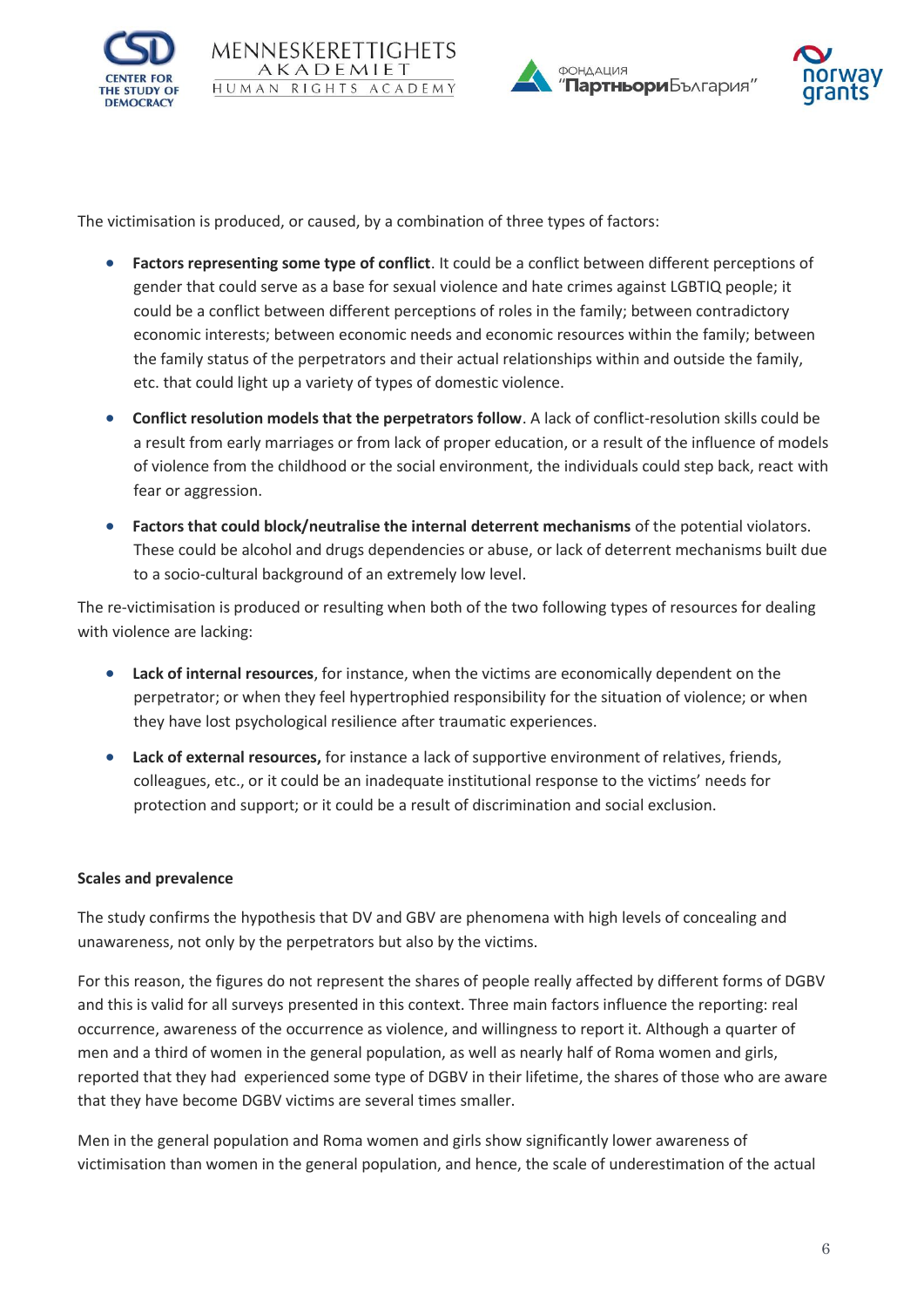The victimisation is produced, or caused, by a combination of three types of factors:

- **Factors representing some type of conflict**. It could be a conflict between different perceptions of gender that could serve as a base for sexual violence and hate crimes against LGBTIQ people; it could be a conflict between different perceptions of roles in the family; between contradictory economic interests; between economic needs and economic resources within the family; between the family status of the perpetrators and their actual relationships within and outside the family, etc. that could light up a variety of types of domestic violence.
- **Conflict resolution models that the perpetrators follow**. A lack of conflict-resolution skills could be a result from early marriages or from lack of proper education, or a result of the influence of models of violence from the childhood or the social environment, the individuals could step back, react with fear or aggression.
- **Factors that could block/neutralise the internal deterrent mechanisms** of the potential violators. These could be alcohol and drugs dependencies or abuse, or lack of deterrent mechanisms built due to a socio-cultural background of an extremely low level.

The re-victimisation is produced or resulting when both of the two following types of resources for dealing with violence are lacking:

- **Lack of internal resources**, for instance, when the victims are economically dependent on the perpetrator; or when they feel hypertrophied responsibility for the situation of violence; or when they have lost psychological resilience after traumatic experiences.
- **Lack of external resources,** for instance a lack of supportive environment of relatives, friends, colleagues, etc., or it could be an inadequate institutional response to the victims' needs for protection and support; or it could be a result of discrimination and social exclusion.

**Scales and prevalence**

The study confirms the hypothesis that DV and GBV are phenomena with high levels of concealing and unawareness, not only by the perpetrators but also by the victims.

For this reason, the figures do not represent the shares of people really affected by different forms of DGBV and this is valid for all surveys presented in this context. Three main factors influence the reporting: real occurrence, awareness of the occurrence as violence, and willingness to report it. Although a quarter of men and a third of women in the general population, as well as nearly half of Roma women and girls, reported that they had experienced some type of DGBV in their lifetime, the shares of those who are aware that they have become DGBV victims are several times smaller.

Men in the general population and Roma women and girls show significantly lower awareness of victimisation than women in the general population, and hence, the scale of underestimation of the actual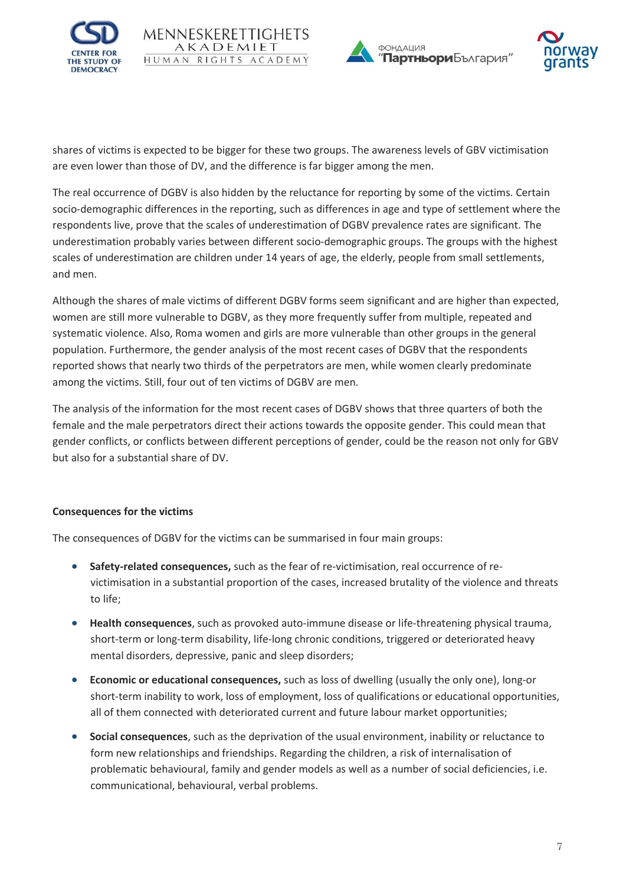shares of victims is expected to be bigger for these two groups. The awareness levels of GBV victimisation are even lower than those of DV, and the difference is far bigger among the men.

The real occurrence of DGBV is also hidden by the reluctance for reporting by some of the victims. Certain socio-demographic differences in the reporting, such as differences in age and type of settlement where the respondents live, prove that the scales of underestimation of DGBV prevalence rates are significant. The underestimation probably varies between different socio-demographic groups. The groups with the highest scales of underestimation are children under 14 years of age, the elderly, people from small settlements, and men.

Although the shares of male victims of different DGBV forms seem significant and are higher than expected, women are still more vulnerable to DGBV, as they more frequently suffer from multiple, repeated and systematic violence. Also, Roma women and girls are more vulnerable than other groups in the general population. Furthermore, the gender analysis of the most recent cases of DGBV that the respondents reported shows that nearly two thirds of the perpetrators are men, while women clearly predominate among the victims. Still, four out of ten victims of DGBV are men.

The analysis of the information for the most recent cases of DGBV shows that three quarters of both the female and the male perpetrators direct their actions towards the opposite gender. This could mean that gender conflicts, or conflicts between different perceptions of gender, could be the reason not only for GBV but also for a substantial share of DV.

**Consequences for the victims**

The consequences of DGBV for the victims can be summarised in four main groups:

- **Safety-related consequences,** such as the fear of re-victimisation, real occurrence of re-victimisation in a substantial proportion of the cases, increased brutality of the violence and threats to life;
- **Health consequences**, such as provoked auto-immune disease or life-threatening physical trauma, short-term or long-term disability, life-long chronic conditions, triggered or deteriorated heavy mental disorders, depressive, panic and sleep disorders;
- **Economic or educational consequences,** such as loss of dwelling (usually the only one), long-or short-term inability to work, loss of employment, loss of qualifications or educational opportunities, all of them connected with deteriorated current and future labour market opportunities;
- **Social consequences**, such as the deprivation of the usual environment, inability or reluctance to form new relationships and friendships. Regarding the children, a risk of internalisation of problematic behavioural, family and gender models as well as a number of social deficiencies, i.e. communicational, behavioural, verbal problems.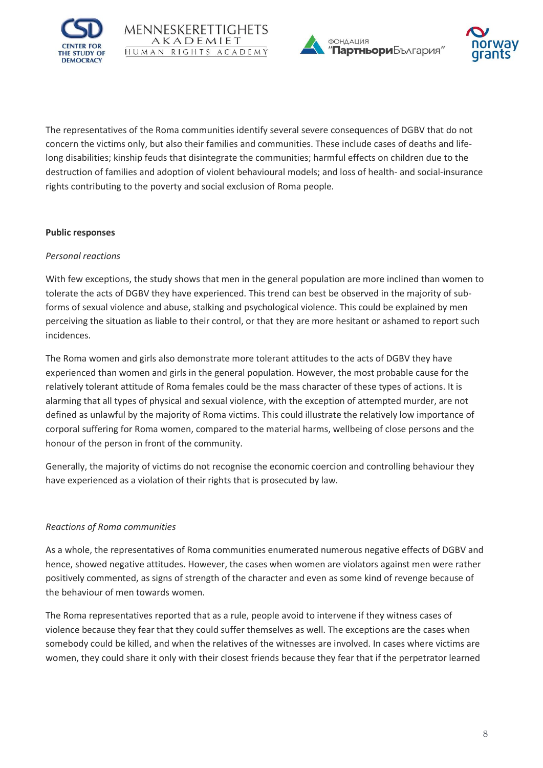The representatives of the Roma communities identify several severe consequences of DGBV that do not concern the victims only, but also their families and communities. These include cases of deaths and life-long disabilities; kinship feuds that disintegrate the communities; harmful effects on children due to the destruction of families and adoption of violent behavioural models; and loss of health- and social-insurance rights contributing to the poverty and social exclusion of Roma people.

**Public responses**

*Personal reactions*

With few exceptions, the study shows that men in the general population are more inclined than women to tolerate the acts of DGBV they have experienced. This trend can best be observed in the majority of sub-forms of sexual violence and abuse, stalking and psychological violence. This could be explained by men perceiving the situation as liable to their control, or that they are more hesitant or ashamed to report such incidences.

The Roma women and girls also demonstrate more tolerant attitudes to the acts of DGBV they have experienced than women and girls in the general population. However, the most probable cause for the relatively tolerant attitude of Roma females could be the mass character of these types of actions. It is alarming that all types of physical and sexual violence, with the exception of attempted murder, are not defined as unlawful by the majority of Roma victims. This could illustrate the relatively low importance of corporal suffering for Roma women, compared to the material harms, wellbeing of close persons and the honour of the person in front of the community.

Generally, the majority of victims do not recognise the economic coercion and controlling behaviour they have experienced as a violation of their rights that is prosecuted by law.

*Reactions of Roma communities*

As a whole, the representatives of Roma communities enumerated numerous negative effects of DGBV and hence, showed negative attitudes. However, the cases when women are violators against men were rather positively commented, as signs of strength of the character and even as some kind of revenge because of the behaviour of men towards women.

The Roma representatives reported that as a rule, people avoid to intervene if they witness cases of violence because they fear that they could suffer themselves as well. The exceptions are the cases when somebody could be killed, and when the relatives of the witnesses are involved. In cases where victims are women, they could share it only with their closest friends because they fear that if the perpetrator learned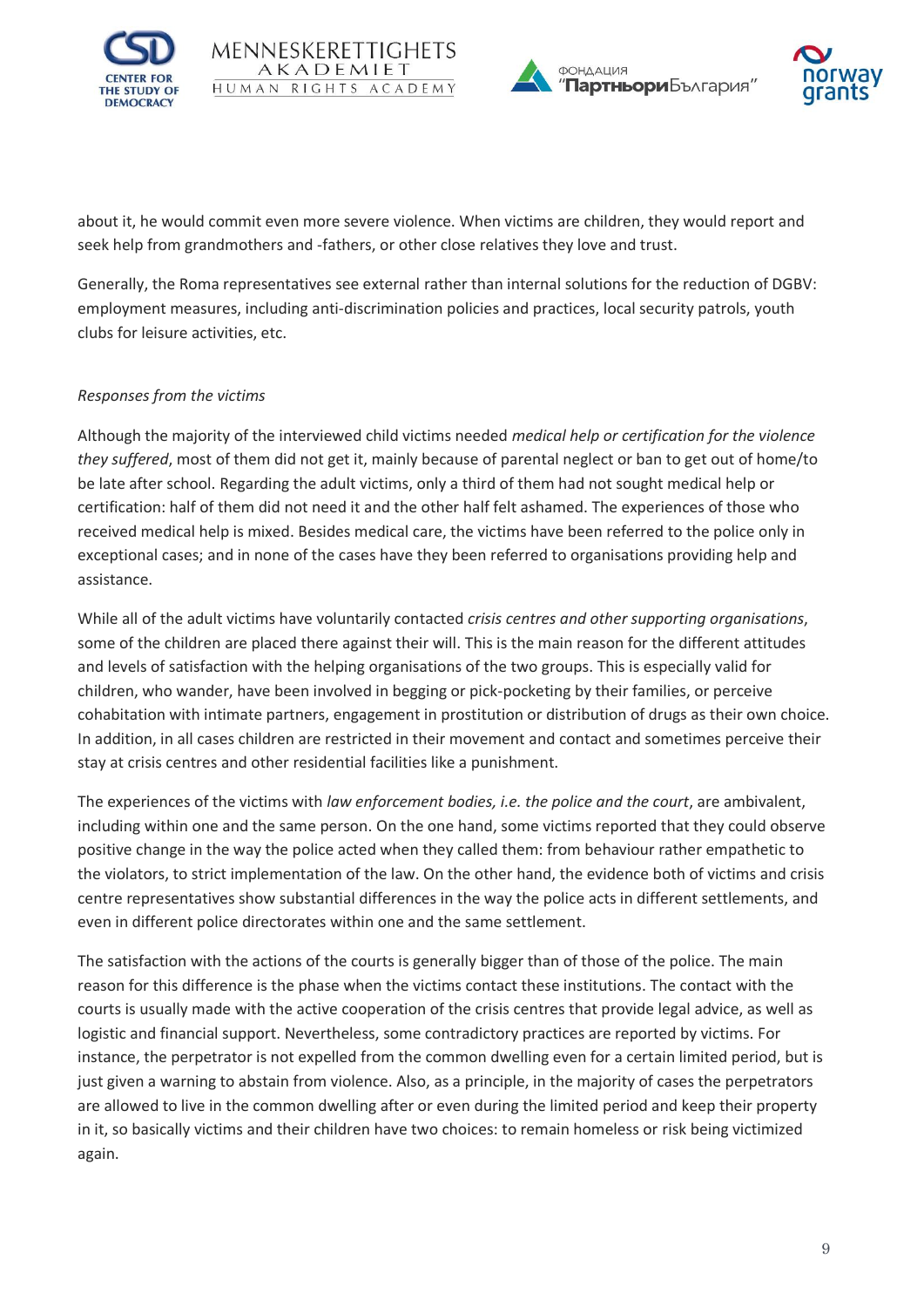about it, he would commit even more severe violence. When victims are children, they would report and seek help from grandmothers and -fathers, or other close relatives they love and trust.

Generally, the Roma representatives see external rather than internal solutions for the reduction of DGBV: employment measures, including anti-discrimination policies and practices, local security patrols, youth clubs for leisure activities, etc.

*Responses from the victims*

Although the majority of the interviewed child victims needed *medical help or certification for the violence they suffered*, most of them did not get it, mainly because of parental neglect or ban to get out of home/to be late after school. Regarding the adult victims, only a third of them had not sought medical help or certification: half of them did not need it and the other half felt ashamed. The experiences of those who received medical help is mixed. Besides medical care, the victims have been referred to the police only in exceptional cases; and in none of the cases have they been referred to organisations providing help and assistance.

While all of the adult victims have voluntarily contacted *crisis centres and other supporting organisations*, some of the children are placed there against their will. This is the main reason for the different attitudes and levels of satisfaction with the helping organisations of the two groups. This is especially valid for children, who wander, have been involved in begging or pick-pocketing by their families, or perceive cohabitation with intimate partners, engagement in prostitution or distribution of drugs as their own choice. In addition, in all cases children are restricted in their movement and contact and sometimes perceive their stay at crisis centres and other residential facilities like a punishment.

The experiences of the victims with *law enforcement bodies, i.e. the police and the court*, are ambivalent, including within one and the same person. On the one hand, some victims reported that they could observe positive change in the way the police acted when they called them: from behaviour rather empathetic to the violators, to strict implementation of the law. On the other hand, the evidence both of victims and crisis centre representatives show substantial differences in the way the police acts in different settlements, and even in different police directorates within one and the same settlement.

The satisfaction with the actions of the courts is generally bigger than of those of the police. The main reason for this difference is the phase when the victims contact these institutions. The contact with the courts is usually made with the active cooperation of the crisis centres that provide legal advice, as well as logistic and financial support. Nevertheless, some contradictory practices are reported by victims. For instance, the perpetrator is not expelled from the common dwelling even for a certain limited period, but is just given a warning to abstain from violence. Also, as a principle, in the majority of cases the perpetrators are allowed to live in the common dwelling after or even during the limited period and keep their property in it, so basically victims and their children have two choices: to remain homeless or risk being victimized again.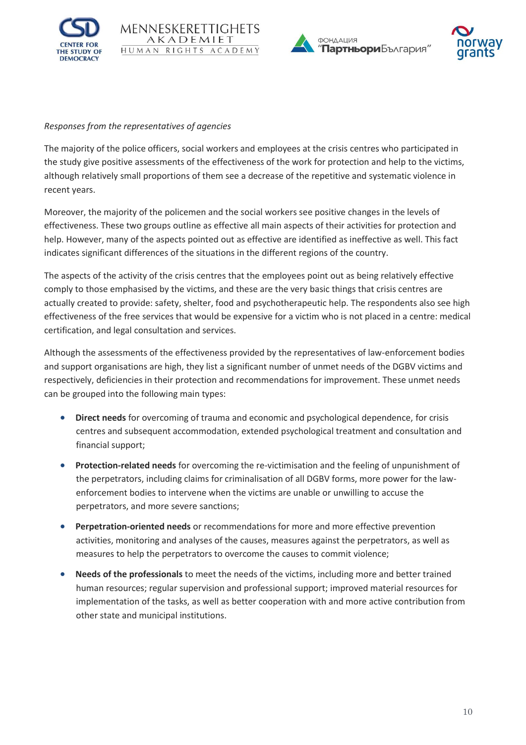*Responses from the representatives of agencies*

The majority of the police officers, social workers and employees at the crisis centres who participated in the study give positive assessments of the effectiveness of the work for protection and help to the victims, although relatively small proportions of them see a decrease of the repetitive and systematic violence in recent years.

Moreover, the majority of the policemen and the social workers see positive changes in the levels of effectiveness. These two groups outline as effective all main aspects of their activities for protection and help. However, many of the aspects pointed out as effective are identified as ineffective as well. This fact indicates significant differences of the situations in the different regions of the country.

The aspects of the activity of the crisis centres that the employees point out as being relatively effective comply to those emphasised by the victims, and these are the very basic things that crisis centres are actually created to provide: safety, shelter, food and psychotherapeutic help. The respondents also see high effectiveness of the free services that would be expensive for a victim who is not placed in a centre: medical certification, and legal consultation and services.

Although the assessments of the effectiveness provided by the representatives of law-enforcement bodies and support organisations are high, they list a significant number of unmet needs of the DGBV victims and respectively, deficiencies in their protection and recommendations for improvement. These unmet needs can be grouped into the following main types:

- **Direct needs** for overcoming of trauma and economic and psychological dependence, for crisis centres and subsequent accommodation, extended psychological treatment and consultation and financial support;
- **Protection-related needs** for overcoming the re-victimisation and the feeling of unpunishment of the perpetrators, including claims for criminalisation of all DGBV forms, more power for the law-enforcement bodies to intervene when the victims are unable or unwilling to accuse the perpetrators, and more severe sanctions;
- **Perpetration-oriented needs** or recommendations for more and more effective prevention activities, monitoring and analyses of the causes, measures against the perpetrators, as well as measures to help the perpetrators to overcome the causes to commit violence;
- **Needs of the professionals** to meet the needs of the victims, including more and better trained human resources; regular supervision and professional support; improved material resources for implementation of the tasks, as well as better cooperation with and more active contribution from other state and municipal institutions.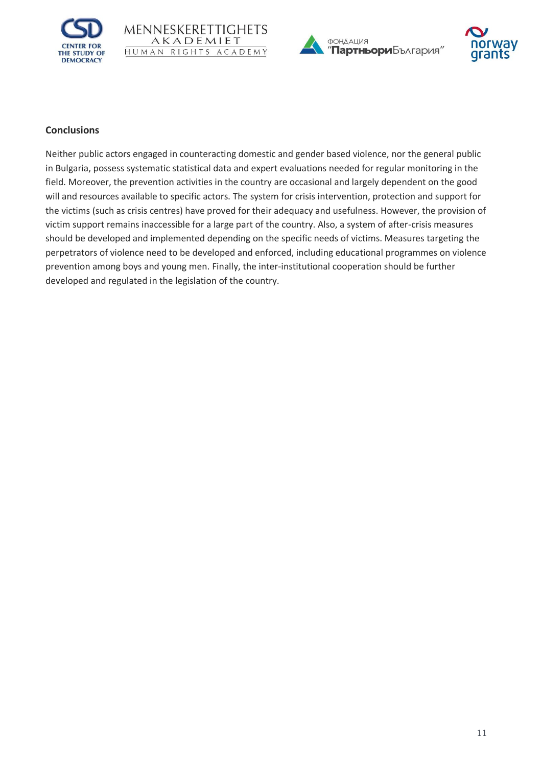**Conclusions**

Neither public actors engaged in counteracting domestic and gender based violence, nor the general public in Bulgaria, possess systematic statistical data and expert evaluations needed for regular monitoring in the field. Moreover, the prevention activities in the country are occasional and largely dependent on the good will and resources available to specific actors. The system for crisis intervention, protection and support for the victims (such as crisis centres) have proved for their adequacy and usefulness. However, the provision of victim support remains inaccessible for a large part of the country. Also, a system of after-crisis measures should be developed and implemented depending on the specific needs of victims. Measures targeting the perpetrators of violence need to be developed and enforced, including educational programmes on violence prevention among boys and young men. Finally, the inter-institutional cooperation should be further developed and regulated in the legislation of the country.